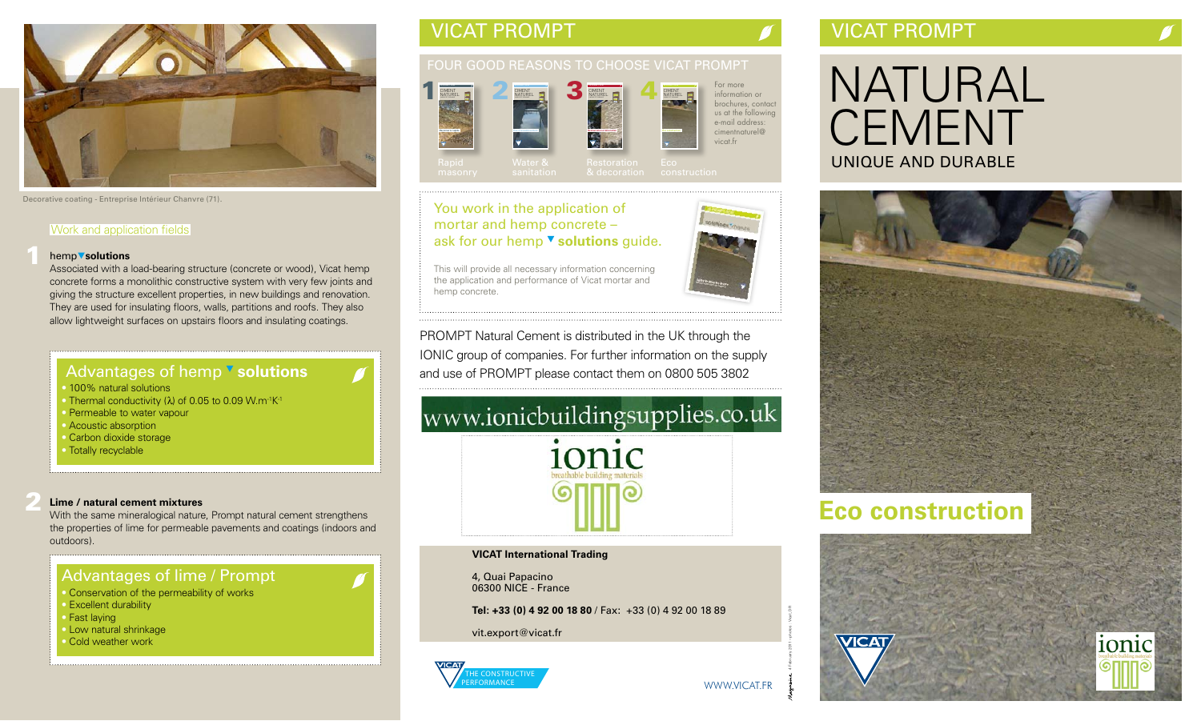Decorative coating - Entreprise Intérieur Chanvre (71).

Work and application fields

**1** hemp **solutions**

Associated with a load-bearing structure (concrete or wood), Vicat hemp concrete forms a monolithic constructive system with very few joints and giving the structure excellent properties, in new buildings and renovation. They are used for insulating floors, walls, partitions and roofs. They also allow lightweight surfaces on upstairs floors and insulating coatings.

## Advantages of hemp **solutions**

- 100% natural solutions
- Thermal conductivity (λ) of 0.05 to 0.09 $W.m^{-1}K^{-1}$
- Permeable to water vapour
- Acoustic absorption
- Carbon dioxide storage
- Totally recyclable

**2** **Lime / natural cement mixtures**

With the same mineralogical nature, Prompt natural cement strengthens the properties of lime for permeable pavements and coatings (indoors and outdoors).

## Advantages of lime / Prompt

- Conservation of the permeability of works
- Excellent durability
- Fast laying
- Low natural shrinkage
- Cold weather work

# VICAT PROMPT

## FOUR GOOD REASONS TO CHOOSE VICAT PROMPT

1. Rapid masonry
2. Water & sanitation
3. Restoration & decoration
4. Eco construction

For more information or brochures, contact us at the following e-mail address: cimentnaturel@vicat.fr

You work in the application of mortar and hemp concrete – ask for our hemp **solutions** guide.

This will provide all necessary information concerning the application and performance of Vicat mortar and hemp concrete.

PROMPT Natural Cement is distributed in the UK through the IONIC group of companies. For further information on the supply and use of PROMPT please contact them on 0800 505 3802

www.ionicbuildingsupplies.co.uk

ionic
breathable building materials

**VICAT International Trading**

4, Quai Papacino
06300 NICE - France

**Tel: +33 (0) 4 92 00 18 80** / Fax: +33 (0) 4 92 00 18 89

vit.export@vicat.fr

VICAT THE CONSTRUCTIVE PERFORMANCE

WWW.VICAT.FR

# VICAT PROMPT

# NATURAL CEMENT

## UNIQUE AND DURABLE

## Eco construction

VICAT

ionic
breathable building materials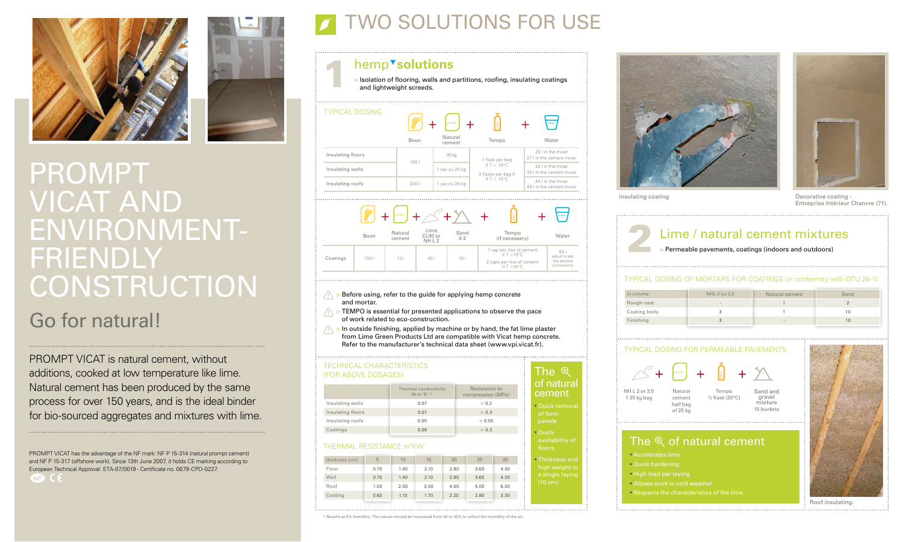# PROMPT VICAT AND ENVIRONMENT-FRIENDLY CONSTRUCTION

## Go for natural!

PROMPT VICAT is natural cement, without additions, cooked at low temperature like lime. Natural cement has been produced by the same process for over 150 years, and is the ideal binder for bio-sourced aggregates and mixtures with lime.

PROMPT VICAT has the advantage of the NF mark: NF P 15-314 (natural prompt cement) and NF P 15-317 (offshore work). Since 13th June 2007, it holds CE marking according to European Technical Approval: ETA-07/0019 - Certificate no. 0679-CPD-0227.

# TWO SOLUTIONS FOR USE

## 1 hemp solutions

> Isolation of flooring, walls and partitions, roofing, insulating coatings and lightweight screeds.

### TYPICAL DOSING

| | Boon | Natural cement | Tempo | Water |
|---|---|---|---|---|
| Insulating floors | 100 l | 30 kg | 1 flask per bag if T < 15°C<br>2 flasks per bag if T > 15°C | 25 l in the mixer<br>27 l in the cement mixer |
| Insulating walls | 100 l | 1 sac ou 25 kg | | 24 l in the mixer<br>30 l in the cement mixer |
| Insulating roofs | 200 l | 1 sac ou 25 kg | | 44 l in the mixer<br>48 l in the cement mixer |

| | Boon | Natural cement | Lime CL90 or NH L 2 | Sand 0-2 | Tempo (if necessary) | Water |
|---|---|---|---|---|---|---|
| Coatings | 100 l | 12 l | 45 l | 10 l | 1 cap per litre of cement if T < 15°C<br>2 caps per litre of cement if T > 15°C | 55 l adjust to get the desired consistency |

- > Before using, refer to the guide for applying hemp concrete and mortar.
- > TEMPO is essential for presented applications to observe the pace of work related to eco-construction.
- > In outside finishing, applied by machine or by hand, the fat lime plaster from Lime Green Products Ltd are compatible with Vicat hemp concrete. Refer to the manufacturer's technical data sheet (www.vpi.vicat.fr).

### TECHNICAL CHARACTERISTICS (FOR ABOVE DOSAGES)

| | Thermal conductivity W.m⁻¹K⁻¹ * | Resistance to compression (MPa) |
|---|---|---|
| Insulating walls | 0.07 | > 0.2 |
| Insulating floors | 0.07 | > 0.3 |
| Insulating roofs | 0.05 | > 0.05 |
| Coatings | 0.09 | > 0.3 |

### THERMAL RESISTANCE $m^2KW^{-1}$

| thickness (cm) | 5 | 10 | 15 | 20 | 25 | 30 |
|---|---|---|---|---|---|---|
| Floor | 0.70 | 1.40 | 2.10 | 2.90 | 3.60 | 4.30 |
| Wall | 0.70 | 1.40 | 2.10 | 2.90 | 3.60 | 4.30 |
| Roof | 1.00 | 2.00 | 3.00 | 4.00 | 5.00 | 6.00 |
| Coating | 0.60 | 1.10 | 1.70 | 2.20 | 2.80 | 3.30 |

\* Results at 0% humidity. The values should be increased from 20 to 30% to reflect the humidity of the air.

### The + of natural cement

- Quick removal of form panels
- Quick availability of floors
- Thickness and high weight in a single laying (10 cm)

Insulating coating

Decorative coating - Entreprise Intérieur Chanvre (71).

## 2 Lime / natural cement mixtures

> Permeable pavements, coatings (indoors and outdoors)

### TYPICAL DOSING OF MORTARS FOR COATINGS (in conformity with DTU 26-1)

| in volume | NHL 2 ou 3,5 | Natural cement | Sand |
|---|---|---|---|
| Rough-cast | - | 1 | 2 |
| Coating body | 3 | 1 | 10 |
| Finishing | 3 | - | 10 |

### TYPICAL DOSING FOR PERMEABLE PAVEMENTS

| NH L 2 or 3,5 | Natural cement | Tempo | Sand and gravel mixture |
|---|---|---|---|
| 1 35 kg bag | half bag of 25 kg | ½ flask (20°C) | 15 buckets |

### The + of natural cement

- Accelerates lime
- Quick hardening
- High load per laying
- Allows work in cold weather
- Respects the characteristics of the lime

Roof insulating.